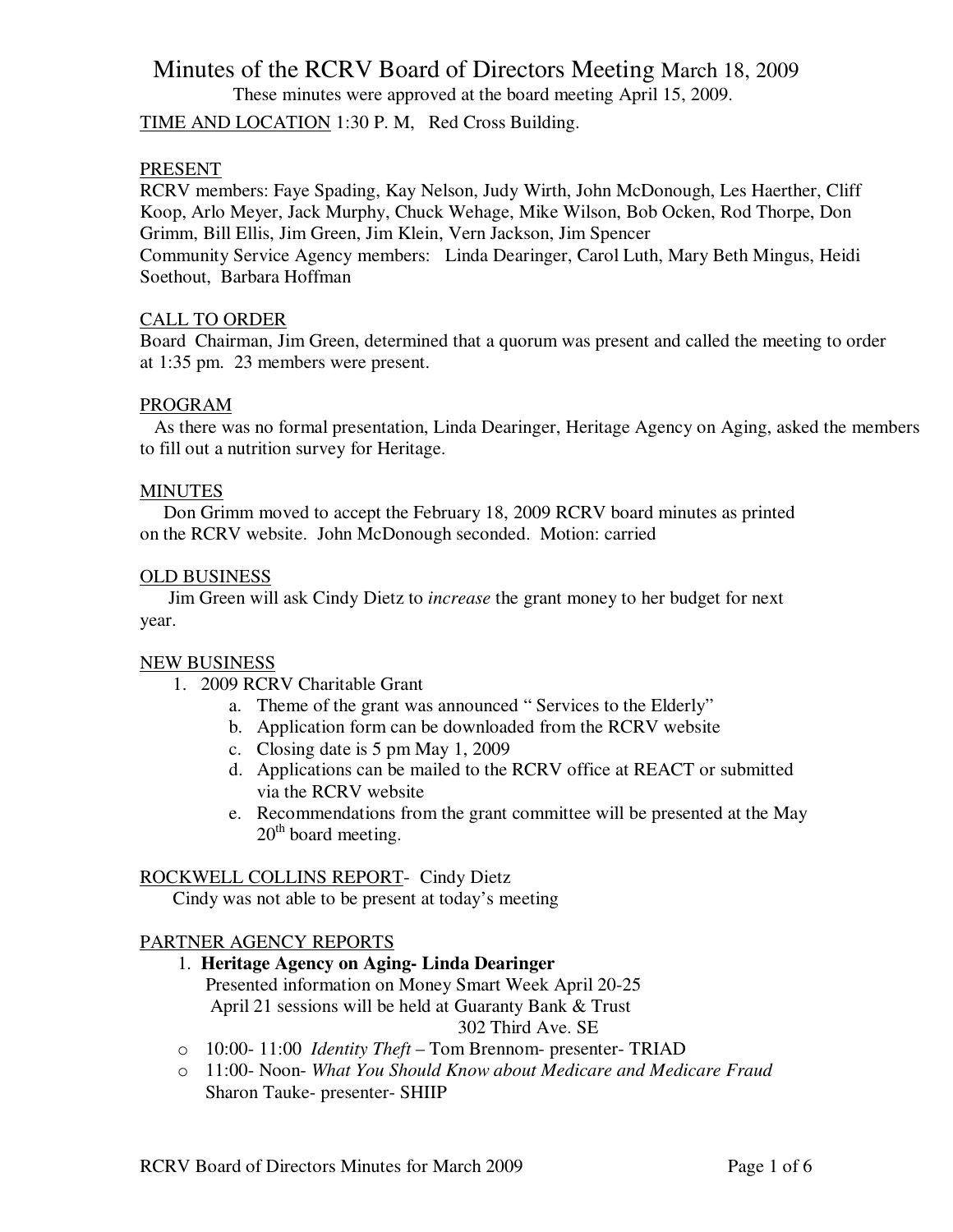# Minutes of the RCRV Board of Directors Meeting March 18, 2009

These minutes were approved at the board meeting April 15, 2009.

TIME AND LOCATION 1:30 P. M, Red Cross Building.

## PRESENT

RCRV members: Faye Spading, Kay Nelson, Judy Wirth, John McDonough, Les Haerther, Cliff Koop, Arlo Meyer, Jack Murphy, Chuck Wehage, Mike Wilson, Bob Ocken, Rod Thorpe, Don Grimm, Bill Ellis, Jim Green, Jim Klein, Vern Jackson, Jim Spencer

Community Service Agency members: Linda Dearinger, Carol Luth, Mary Beth Mingus, Heidi Soethout, Barbara Hoffman

## CALL TO ORDER

Board Chairman, Jim Green, determined that a quorum was present and called the meeting to order at 1:35 pm. 23 members were present.

## PROGRAM

As there was no formal presentation, Linda Dearinger, Heritage Agency on Aging, asked the members to fill out a nutrition survey for Heritage.

## MINUTES

Don Grimm moved to accept the February 18, 2009 RCRV board minutes as printed on the RCRV website. John McDonough seconded. Motion: carried

## OLD BUSINESS

Jim Green will ask Cindy Dietz to *increase* the grant money to her budget for next year.

## NEW BUSINESS

1. 2009 RCRV Charitable Grant
   a. Theme of the grant was announced " Services to the Elderly"
   b. Application form can be downloaded from the RCRV website
   c. Closing date is 5 pm May 1, 2009
   d. Applications can be mailed to the RCRV office at REACT or submitted via the RCRV website
   e. Recommendations from the grant committee will be presented at the May 20th board meeting.

## ROCKWELL COLLINS REPORT- Cindy Dietz

Cindy was not able to be present at today's meeting

## PARTNER AGENCY REPORTS

1. **Heritage Agency on Aging- Linda Dearinger**
   Presented information on Money Smart Week April 20-25
   April 21 sessions will be held at Guaranty Bank & Trust
   302 Third Ave. SE

- 10:00- 11:00 *Identity Theft* – Tom Brennom- presenter- TRIAD
- 11:00- Noon- *What You Should Know about Medicare and Medicare Fraud*
  Sharon Tauke- presenter- SHIIP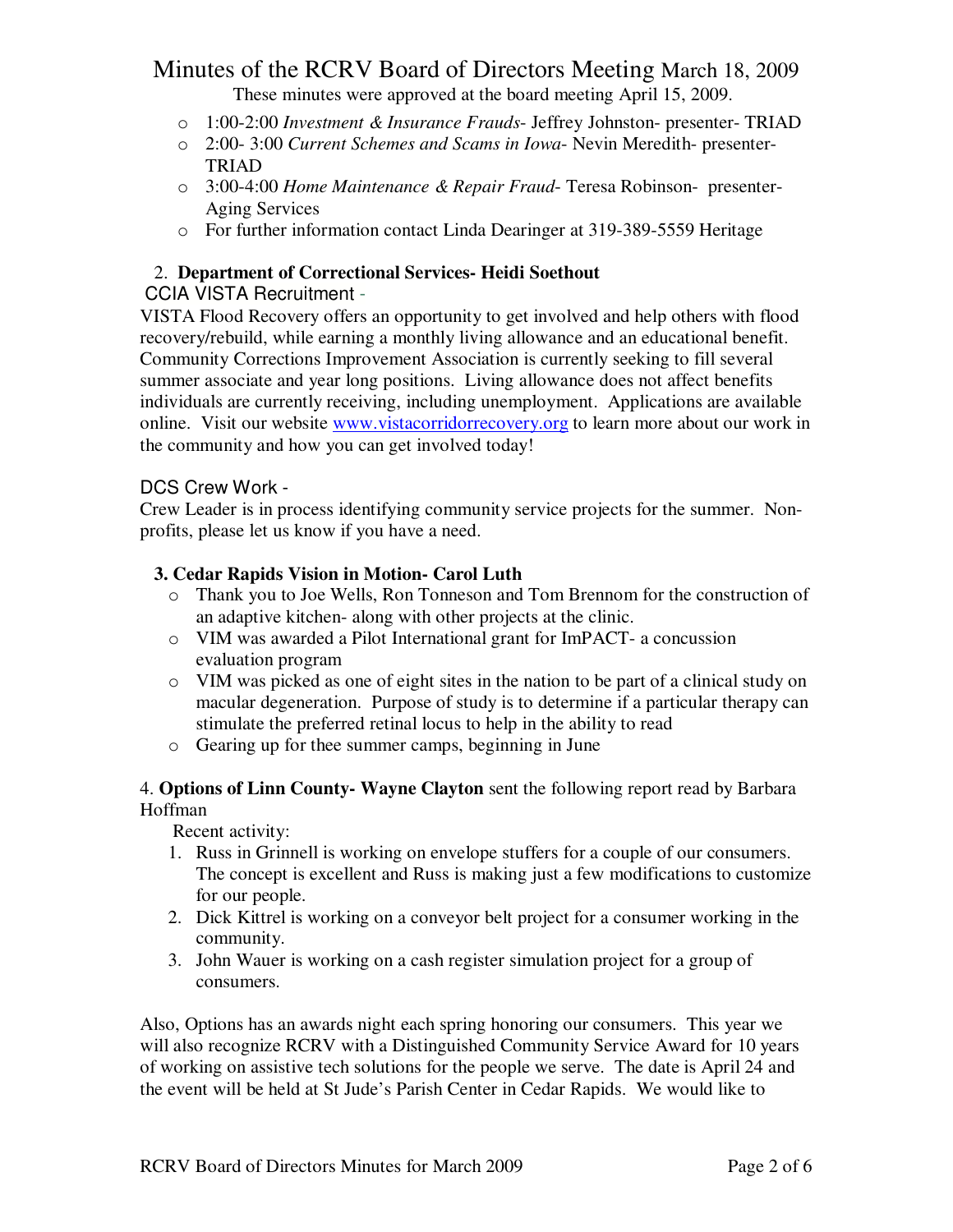# Minutes of the RCRV Board of Directors Meeting March 18, 2009

These minutes were approved at the board meeting April 15, 2009.

- 1:00-2:00 *Investment & Insurance Frauds*- Jeffrey Johnston- presenter- TRIAD
- 2:00- 3:00 *Current Schemes and Scams in Iowa*- Nevin Meredith- presenter- TRIAD
- 3:00-4:00 *Home Maintenance & Repair Fraud*- Teresa Robinson- presenter- Aging Services
- For further information contact Linda Dearinger at 319-389-5559 Heritage

2. **Department of Correctional Services- Heidi Soethout**

CCIA VISTA Recruitment -

VISTA Flood Recovery offers an opportunity to get involved and help others with flood recovery/rebuild, while earning a monthly living allowance and an educational benefit. Community Corrections Improvement Association is currently seeking to fill several summer associate and year long positions. Living allowance does not affect benefits individuals are currently receiving, including unemployment. Applications are available online. Visit our website www.vistacorridorrecovery.org to learn more about our work in the community and how you can get involved today!

DCS Crew Work -

Crew Leader is in process identifying community service projects for the summer. Non-profits, please let us know if you have a need.

3. **Cedar Rapids Vision in Motion- Carol Luth**
   - Thank you to Joe Wells, Ron Tonneson and Tom Brennom for the construction of an adaptive kitchen- along with other projects at the clinic.
   - VIM was awarded a Pilot International grant for ImPACT- a concussion evaluation program
   - VIM was picked as one of eight sites in the nation to be part of a clinical study on macular degeneration. Purpose of study is to determine if a particular therapy can stimulate the preferred retinal locus to help in the ability to read
   - Gearing up for thee summer camps, beginning in June

4. **Options of Linn County- Wayne Clayton** sent the following report read by Barbara Hoffman

Recent activity:

1. Russ in Grinnell is working on envelope stuffers for a couple of our consumers. The concept is excellent and Russ is making just a few modifications to customize for our people.
2. Dick Kittrel is working on a conveyor belt project for a consumer working in the community.
3. John Wauer is working on a cash register simulation project for a group of consumers.

Also, Options has an awards night each spring honoring our consumers. This year we will also recognize RCRV with a Distinguished Community Service Award for 10 years of working on assistive tech solutions for the people we serve. The date is April 24 and the event will be held at St Jude's Parish Center in Cedar Rapids. We would like to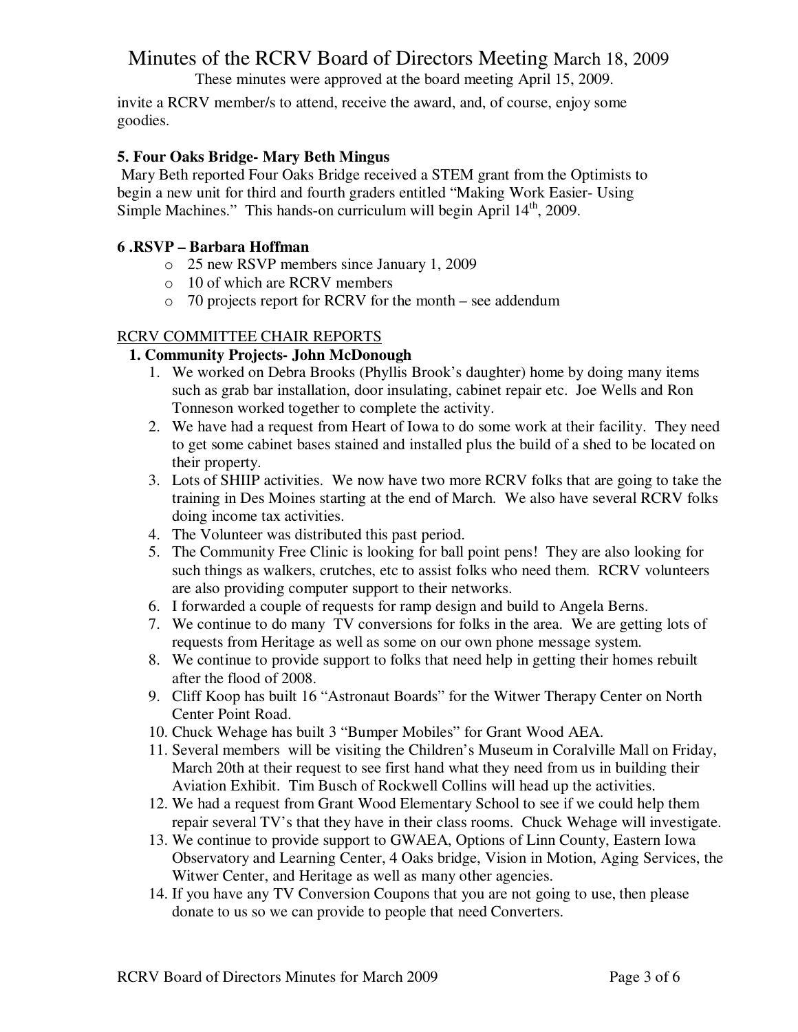invite a RCRV member/s to attend, receive the award, and, of course, enjoy some goodies.

**5. Four Oaks Bridge- Mary Beth Mingus**

Mary Beth reported Four Oaks Bridge received a STEM grant from the Optimists to begin a new unit for third and fourth graders entitled "Making Work Easier- Using Simple Machines." This hands-on curriculum will begin April 14th, 2009.

**6 .RSVP – Barbara Hoffman**

- 25 new RSVP members since January 1, 2009
- 10 of which are RCRV members
- 70 projects report for RCRV for the month – see addendum

RCRV COMMITTEE CHAIR REPORTS

**1. Community Projects- John McDonough**

1. We worked on Debra Brooks (Phyllis Brook's daughter) home by doing many items such as grab bar installation, door insulating, cabinet repair etc. Joe Wells and Ron Tonneson worked together to complete the activity.
2. We have had a request from Heart of Iowa to do some work at their facility. They need to get some cabinet bases stained and installed plus the build of a shed to be located on their property.
3. Lots of SHIIP activities. We now have two more RCRV folks that are going to take the training in Des Moines starting at the end of March. We also have several RCRV folks doing income tax activities.
4. The Volunteer was distributed this past period.
5. The Community Free Clinic is looking for ball point pens! They are also looking for such things as walkers, crutches, etc to assist folks who need them. RCRV volunteers are also providing computer support to their networks.
6. I forwarded a couple of requests for ramp design and build to Angela Berns.
7. We continue to do many TV conversions for folks in the area. We are getting lots of requests from Heritage as well as some on our own phone message system.
8. We continue to provide support to folks that need help in getting their homes rebuilt after the flood of 2008.
9. Cliff Koop has built 16 "Astronaut Boards" for the Witwer Therapy Center on North Center Point Road.
10. Chuck Wehage has built 3 "Bumper Mobiles" for Grant Wood AEA.
11. Several members will be visiting the Children's Museum in Coralville Mall on Friday, March 20th at their request to see first hand what they need from us in building their Aviation Exhibit. Tim Busch of Rockwell Collins will head up the activities.
12. We had a request from Grant Wood Elementary School to see if we could help them repair several TV's that they have in their class rooms. Chuck Wehage will investigate.
13. We continue to provide support to GWAEA, Options of Linn County, Eastern Iowa Observatory and Learning Center, 4 Oaks bridge, Vision in Motion, Aging Services, the Witwer Center, and Heritage as well as many other agencies.
14. If you have any TV Conversion Coupons that you are not going to use, then please donate to us so we can provide to people that need Converters.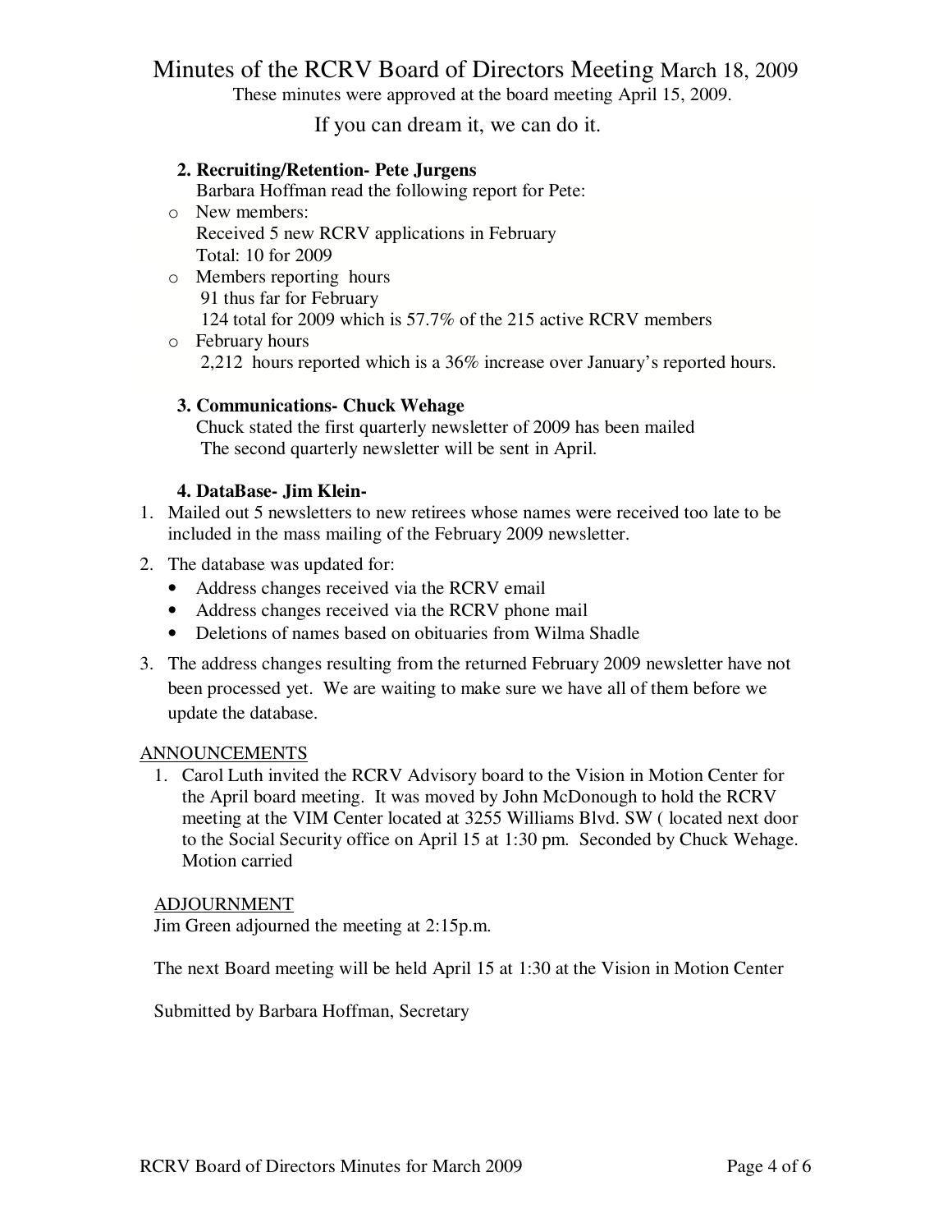# Minutes of the RCRV Board of Directors Meeting March 18, 2009

These minutes were approved at the board meeting April 15, 2009.

If you can dream it, we can do it.

**2. Recruiting/Retention- Pete Jurgens**

Barbara Hoffman read the following report for Pete:

- New members:
  Received 5 new RCRV applications in February
  Total: 10 for 2009
- Members reporting hours
  91 thus far for February
  124 total for 2009 which is 57.7% of the 215 active RCRV members
- February hours
  2,212 hours reported which is a 36% increase over January's reported hours.

**3. Communications- Chuck Wehage**

Chuck stated the first quarterly newsletter of 2009 has been mailed
The second quarterly newsletter will be sent in April.

**4. DataBase- Jim Klein-**

1. Mailed out 5 newsletters to new retirees whose names were received too late to be included in the mass mailing of the February 2009 newsletter.
2. The database was updated for:
   - Address changes received via the RCRV email
   - Address changes received via the RCRV phone mail
   - Deletions of names based on obituaries from Wilma Shadle
3. The address changes resulting from the returned February 2009 newsletter have not been processed yet. We are waiting to make sure we have all of them before we update the database.

ANNOUNCEMENTS

1. Carol Luth invited the RCRV Advisory board to the Vision in Motion Center for the April board meeting. It was moved by John McDonough to hold the RCRV meeting at the VIM Center located at 3255 Williams Blvd. SW ( located next door to the Social Security office on April 15 at 1:30 pm. Seconded by Chuck Wehage. Motion carried

ADJOURNMENT

Jim Green adjourned the meeting at 2:15p.m.

The next Board meeting will be held April 15 at 1:30 at the Vision in Motion Center

Submitted by Barbara Hoffman, Secretary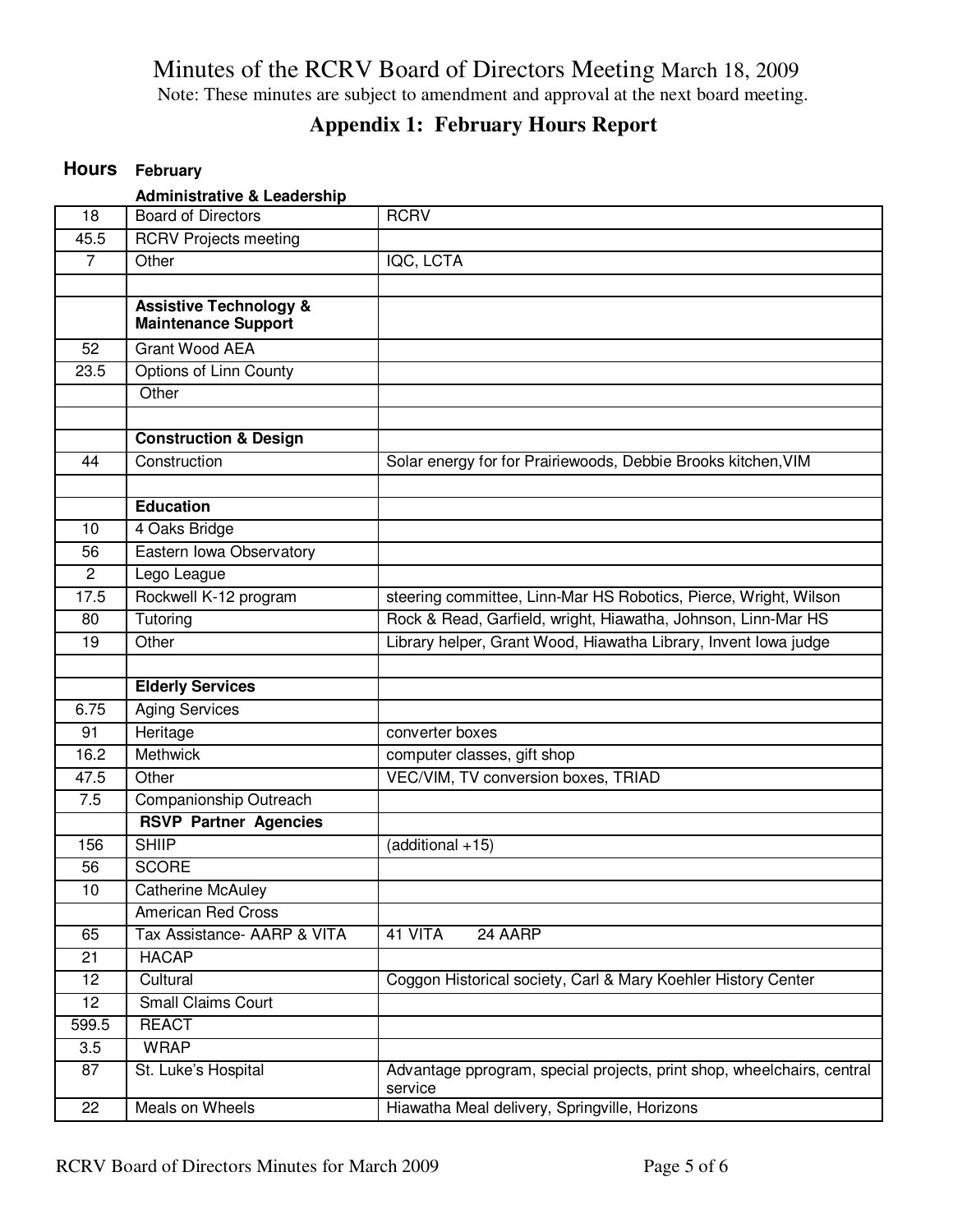Minutes of the RCRV Board of Directors Meeting March 18, 2009

Note: These minutes are subject to amendment and approval at the next board meeting.

## Appendix 1: February Hours Report

| Hours | February | |
|---|---|---|
| | **Administrative & Leadership** | |
| 18 | Board of Directors | RCRV |
| 45.5 | RCRV Projects meeting | |
| 7 | Other | IQC, LCTA |
| | | |
| | **Assistive Technology & Maintenance Support** | |
| 52 | Grant Wood AEA | |
| 23.5 | Options of Linn County | |
| | Other | |
| | | |
| | **Construction & Design** | |
| 44 | Construction | Solar energy for for Prairiewoods, Debbie Brooks kitchen,VIM |
| | | |
| | **Education** | |
| 10 | 4 Oaks Bridge | |
| 56 | Eastern Iowa Observatory | |
| 2 | Lego League | |
| 17.5 | Rockwell K-12 program | steering committee, Linn-Mar HS Robotics, Pierce, Wright, Wilson |
| 80 | Tutoring | Rock & Read, Garfield, wright, Hiawatha, Johnson, Linn-Mar HS |
| 19 | Other | Library helper, Grant Wood, Hiawatha Library, Invent Iowa judge |
| | | |
| | **Elderly Services** | |
| 6.75 | Aging Services | |
| 91 | Heritage | converter boxes |
| 16.2 | Methwick | computer classes, gift shop |
| 47.5 | Other | VEC/VIM, TV conversion boxes, TRIAD |
| 7.5 | Companionship Outreach | |
| | **RSVP Partner Agencies** | |
| 156 | SHIIP | (additional +15) |
| 56 | SCORE | |
| 10 | Catherine McAuley | |
| | American Red Cross | |
| 65 | Tax Assistance- AARP & VITA | 41 VITA 24 AARP |
| 21 | HACAP | |
| 12 | Cultural | Coggon Historical society, Carl & Mary Koehler History Center |
| 12 | Small Claims Court | |
| 599.5 | REACT | |
| 3.5 | WRAP | |
| 87 | St. Luke's Hospital | Advantage pprogram, special projects, print shop, wheelchairs, central service |
| 22 | Meals on Wheels | Hiawatha Meal delivery, Springville, Horizons |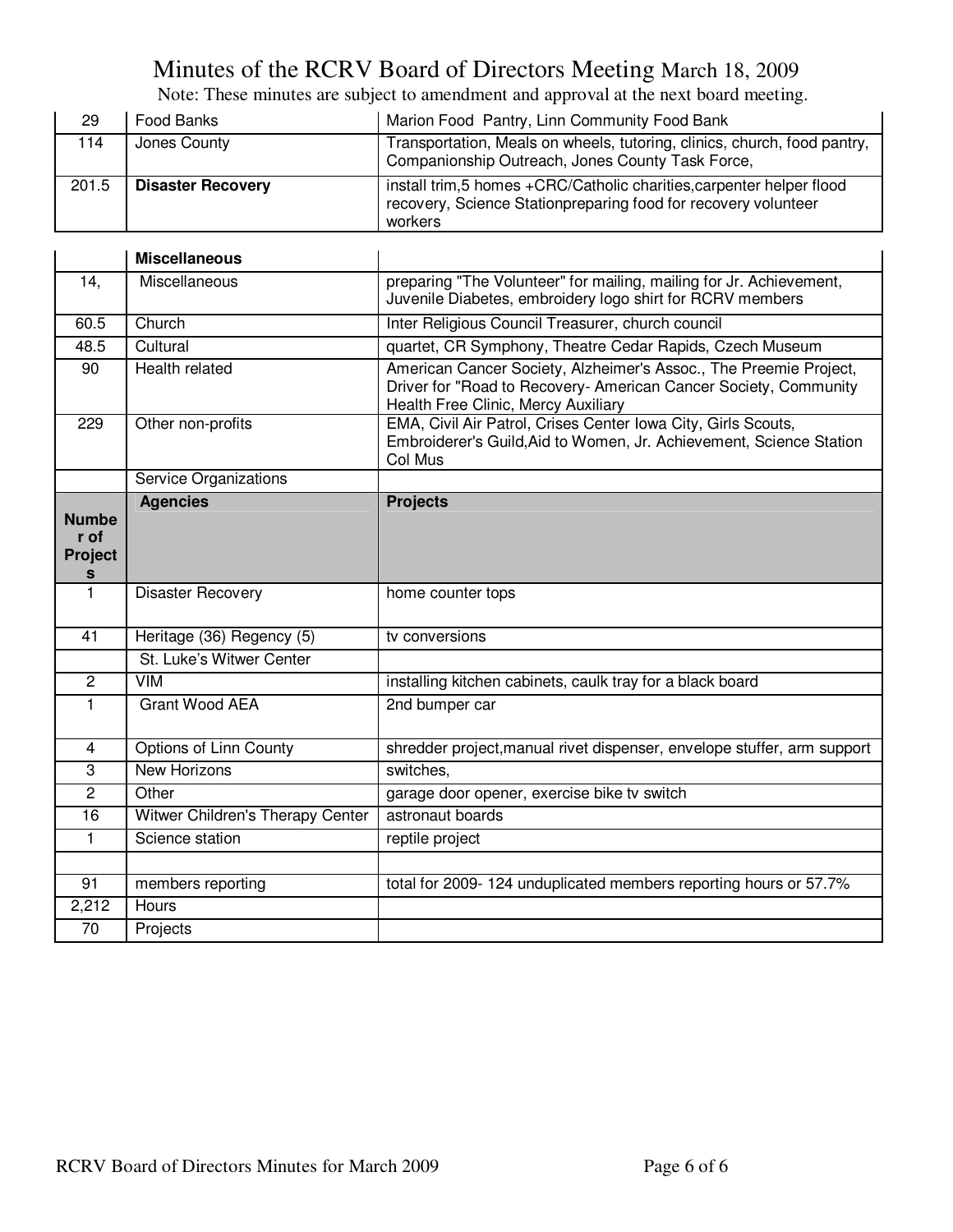# Minutes of the RCRV Board of Directors Meeting March 18, 2009

Note: These minutes are subject to amendment and approval at the next board meeting.

| | | |
|---|---|---|
| 29 | Food Banks | Marion Food Pantry, Linn Community Food Bank |
| 114 | Jones County | Transportation, Meals on wheels, tutoring, clinics, church, food pantry, Companionship Outreach, Jones County Task Force, |
| 201.5 | **Disaster Recovery** | install trim,5 homes +CRC/Catholic charities,carpenter helper flood recovery, Science Stationpreparing food for recovery volunteer workers |

| | | |
|---|---|---|
| | **Miscellaneous** | |
| 14, | Miscellaneous | preparing "The Volunteer" for mailing, mailing for Jr. Achievement, Juvenile Diabetes, embroidery logo shirt for RCRV members |
| 60.5 | Church | Inter Religious Council Treasurer, church council |
| 48.5 | Cultural | quartet, CR Symphony, Theatre Cedar Rapids, Czech Museum |
| 90 | Health related | American Cancer Society, Alzheimer's Assoc., The Preemie Project, Driver for "Road to Recovery- American Cancer Society, Community Health Free Clinic, Mercy Auxiliary |
| 229 | Other non-profits | EMA, Civil Air Patrol, Crises Center Iowa City, Girls Scouts, Embroiderer's Guild,Aid to Women, Jr. Achievement, Science Station Col Mus |
| | Service Organizations | |
| **Number of Projects** | **Agencies** | **Projects** |
| 1 | Disaster Recovery | home counter tops |
| 41 | Heritage (36) Regency (5) | tv conversions |
| | St. Luke's Witwer Center | |
| 2 | VIM | installing kitchen cabinets, caulk tray for a black board |
| 1 | Grant Wood AEA | 2nd bumper car |
| 4 | Options of Linn County | shredder project,manual rivet dispenser, envelope stuffer, arm support |
| 3 | New Horizons | switches, |
| 2 | Other | garage door opener, exercise bike tv switch |
| 16 | Witwer Children's Therapy Center | astronaut boards |
| 1 | Science station | reptile project |
| | | |
| 91 | members reporting | total for 2009- 124 unduplicated members reporting hours or 57.7% |
| 2,212 | Hours | |
| 70 | Projects | |